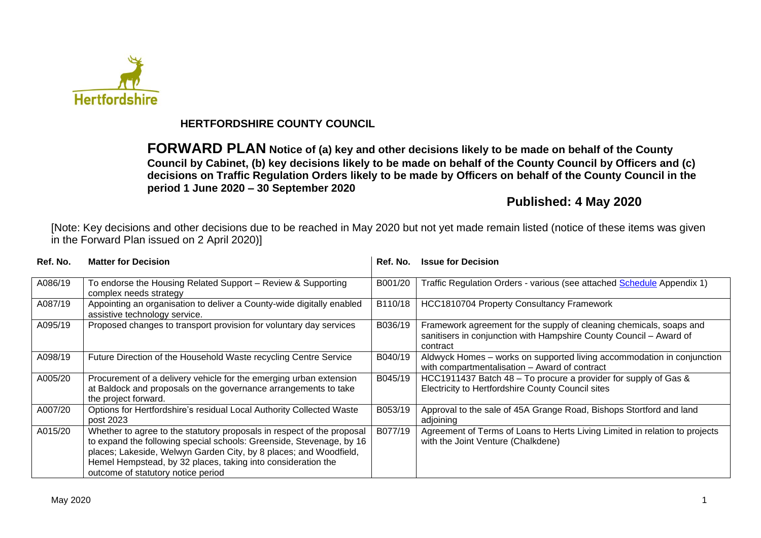# HERTFORDSHIRE COUNTY COUNCIL

**FORWARD PLAN Notice of (a) key and other decisions likely to be made on behalf of the County Council by Cabinet, (b) key decisions likely to be made on behalf of the County Council by Officers and (c) decisions on Traffic Regulation Orders likely to be made by Officers on behalf of the County Council in the period 1 June 2020 – 30 September 2020**

**Published: 4 May 2020**

[Note: Key decisions and other decisions due to be reached in May 2020 but not yet made remain listed (notice of these items was given in the Forward Plan issued on 2 April 2020)]

| Ref. No. | Matter for Decision | Ref. No. | Issue for Decision |
|---|---|---|---|
| A086/19 | To endorse the Housing Related Support – Review & Supporting complex needs strategy | B001/20 | Traffic Regulation Orders - various (see attached Schedule Appendix 1) |
| A087/19 | Appointing an organisation to deliver a County-wide digitally enabled assistive technology service. | B110/18 | HCC1810704 Property Consultancy Framework |
| A095/19 | Proposed changes to transport provision for voluntary day services | B036/19 | Framework agreement for the supply of cleaning chemicals, soaps and sanitisers in conjunction with Hampshire County Council – Award of contract |
| A098/19 | Future Direction of the Household Waste recycling Centre Service | B040/19 | Aldwyck Homes – works on supported living accommodation in conjunction with compartmentalisation – Award of contract |
| A005/20 | Procurement of a delivery vehicle for the emerging urban extension at Baldock and proposals on the governance arrangements to take the project forward. | B045/19 | HCC1911437 Batch 48 – To procure a provider for supply of Gas & Electricity to Hertfordshire County Council sites |
| A007/20 | Options for Hertfordshire's residual Local Authority Collected Waste post 2023 | B053/19 | Approval to the sale of 45A Grange Road, Bishops Stortford and land adjoining |
| A015/20 | Whether to agree to the statutory proposals in respect of the proposal to expand the following special schools: Greenside, Stevenage, by 16 places; Lakeside, Welwyn Garden City, by 8 places; and Woodfield, Hemel Hempstead, by 32 places, taking into consideration the outcome of statutory notice period | B077/19 | Agreement of Terms of Loans to Herts Living Limited in relation to projects with the Joint Venture (Chalkdene) |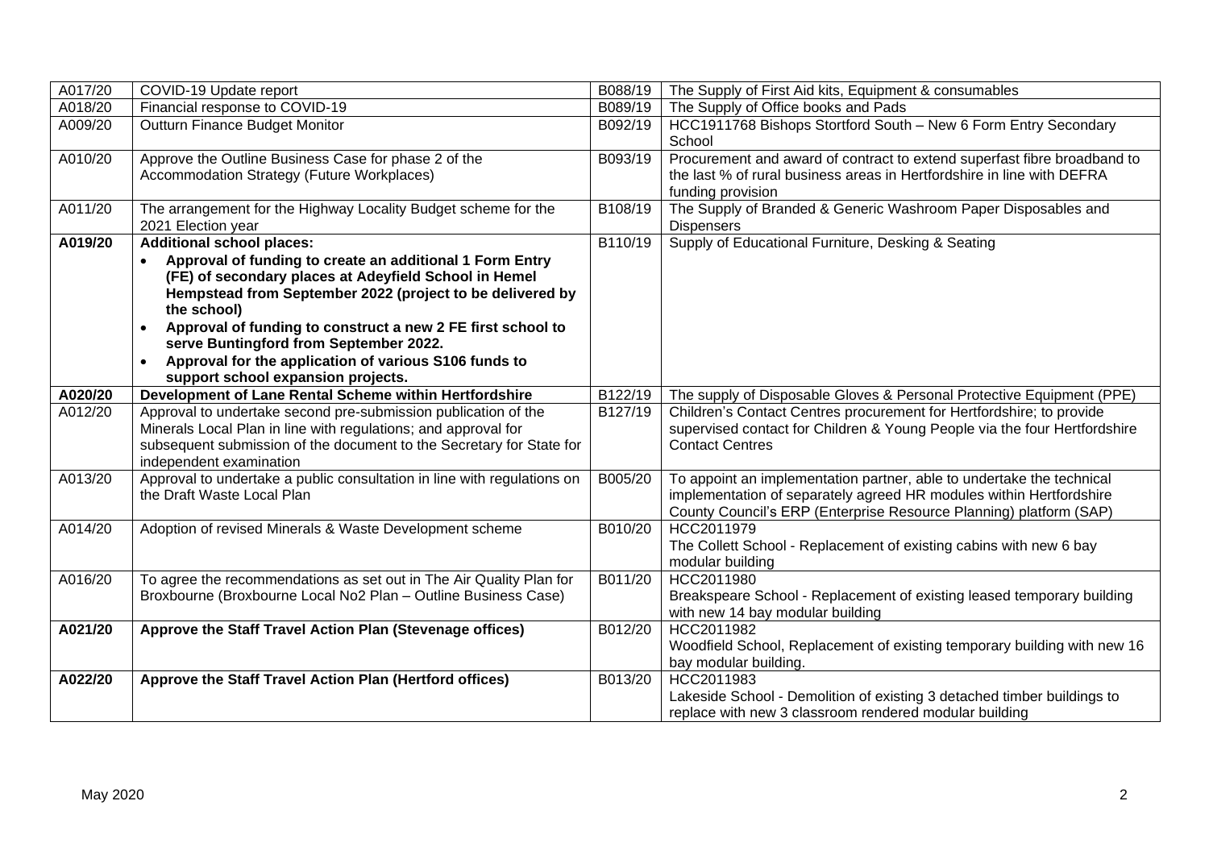| | | | |
|---|---|---|---|
| A017/20 | COVID-19 Update report | B088/19 | The Supply of First Aid kits, Equipment & consumables |
| A018/20 | Financial response to COVID-19 | B089/19 | The Supply of Office books and Pads |
| A009/20 | Outturn Finance Budget Monitor | B092/19 | HCC1911768 Bishops Stortford South – New 6 Form Entry Secondary School |
| A010/20 | Approve the Outline Business Case for phase 2 of the Accommodation Strategy (Future Workplaces) | B093/19 | Procurement and award of contract to extend superfast fibre broadband to the last % of rural business areas in Hertfordshire in line with DEFRA funding provision |
| A011/20 | The arrangement for the Highway Locality Budget scheme for the 2021 Election year | B108/19 | The Supply of Branded & Generic Washroom Paper Disposables and Dispensers |
| **A019/20** | **Additional school places:**<br>• **Approval of funding to create an additional 1 Form Entry (FE) of secondary places at Adeyfield School in Hemel Hempstead from September 2022 (project to be delivered by the school)**<br>• **Approval of funding to construct a new 2 FE first school to serve Buntingford from September 2022.**<br>• **Approval for the application of various S106 funds to support school expansion projects.** | B110/19 | Supply of Educational Furniture, Desking & Seating |
| **A020/20** | **Development of Lane Rental Scheme within Hertfordshire** | B122/19 | The supply of Disposable Gloves & Personal Protective Equipment (PPE) |
| A012/20 | Approval to undertake second pre-submission publication of the Minerals Local Plan in line with regulations; and approval for subsequent submission of the document to the Secretary for State for independent examination | B127/19 | Children's Contact Centres procurement for Hertfordshire; to provide supervised contact for Children & Young People via the four Hertfordshire Contact Centres |
| A013/20 | Approval to undertake a public consultation in line with regulations on the Draft Waste Local Plan | B005/20 | To appoint an implementation partner, able to undertake the technical implementation of separately agreed HR modules within Hertfordshire County Council's ERP (Enterprise Resource Planning) platform (SAP) |
| A014/20 | Adoption of revised Minerals & Waste Development scheme | B010/20 | HCC2011979<br>The Collett School - Replacement of existing cabins with new 6 bay modular building |
| A016/20 | To agree the recommendations as set out in The Air Quality Plan for Broxbourne (Broxbourne Local No2 Plan – Outline Business Case) | B011/20 | HCC2011980<br>Breakspeare School - Replacement of existing leased temporary building with new 14 bay modular building |
| **A021/20** | **Approve the Staff Travel Action Plan (Stevenage offices)** | B012/20 | HCC2011982<br>Woodfield School, Replacement of existing temporary building with new 16 bay modular building. |
| **A022/20** | **Approve the Staff Travel Action Plan (Hertford offices)** | B013/20 | HCC2011983<br>Lakeside School - Demolition of existing 3 detached timber buildings to replace with new 3 classroom rendered modular building |

May 2020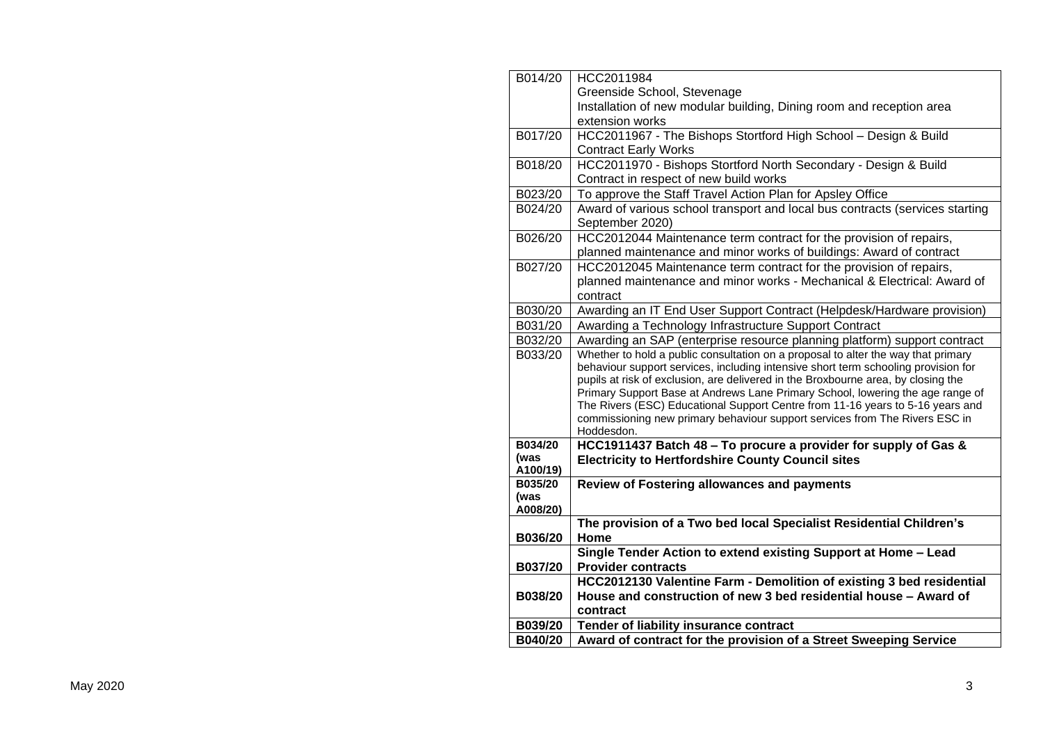| | |
|---|---|
| B014/20 | HCC2011984<br>Greenside School, Stevenage<br>Installation of new modular building, Dining room and reception area extension works |
| B017/20 | HCC2011967 - The Bishops Stortford High School – Design & Build Contract Early Works |
| B018/20 | HCC2011970 - Bishops Stortford North Secondary - Design & Build Contract in respect of new build works |
| B023/20 | To approve the Staff Travel Action Plan for Apsley Office |
| B024/20 | Award of various school transport and local bus contracts (services starting September 2020) |
| B026/20 | HCC2012044 Maintenance term contract for the provision of repairs, planned maintenance and minor works of buildings: Award of contract |
| B027/20 | HCC2012045 Maintenance term contract for the provision of repairs, planned maintenance and minor works - Mechanical & Electrical: Award of contract |
| B030/20 | Awarding an IT End User Support Contract (Helpdesk/Hardware provision) |
| B031/20 | Awarding a Technology Infrastructure Support Contract |
| B032/20 | Awarding an SAP (enterprise resource planning platform) support contract |
| B033/20 | Whether to hold a public consultation on a proposal to alter the way that primary behaviour support services, including intensive short term schooling provision for pupils at risk of exclusion, are delivered in the Broxbourne area, by closing the Primary Support Base at Andrews Lane Primary School, lowering the age range of The Rivers (ESC) Educational Support Centre from 11-16 years to 5-16 years and commissioning new primary behaviour support services from The Rivers ESC in Hoddesdon. |
| **B034/20 (was A100/19)** | **HCC1911437 Batch 48 – To procure a provider for supply of Gas & Electricity to Hertfordshire County Council sites** |
| **B035/20 (was A008/20)** | **Review of Fostering allowances and payments** |
| **B036/20** | **The provision of a Two bed local Specialist Residential Children's Home** |
| **B037/20** | **Single Tender Action to extend existing Support at Home – Lead Provider contracts** |
| **B038/20** | **HCC2012130 Valentine Farm - Demolition of existing 3 bed residential House and construction of new 3 bed residential house – Award of contract** |
| **B039/20** | **Tender of liability insurance contract** |
| **B040/20** | **Award of contract for the provision of a Street Sweeping Service** |

May 2020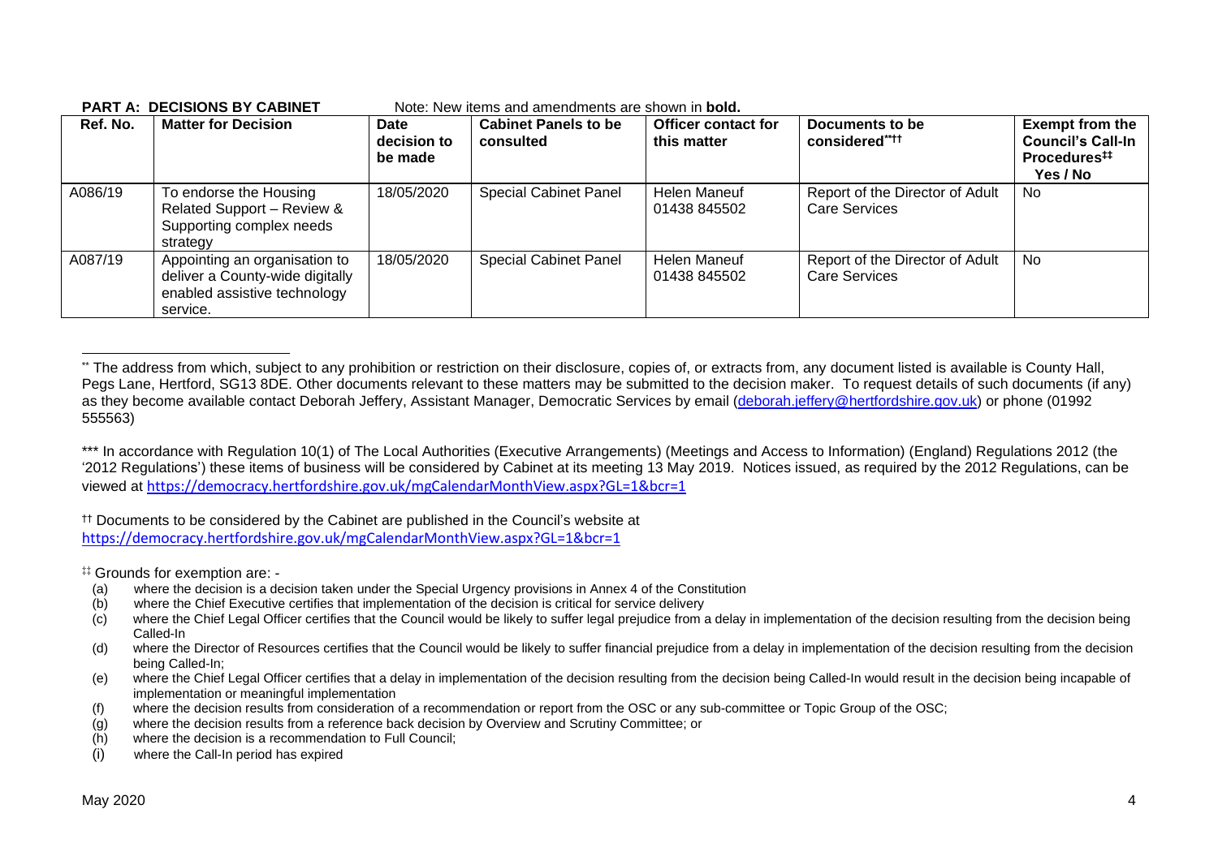**PART A: DECISIONS BY CABINET** Note: New items and amendments are shown in **bold.**

| Ref. No. | Matter for Decision | Date decision to be made | Cabinet Panels to be consulted | Officer contact for this matter | Documents to be considered**†† | Exempt from the Council's Call-In Procedures‡‡ Yes / No |
|---|---|---|---|---|---|---|
| A086/19 | To endorse the Housing Related Support – Review & Supporting complex needs strategy | 18/05/2020 | Special Cabinet Panel | Helen Maneuf 01438 845502 | Report of the Director of Adult Care Services | No |
| A087/19 | Appointing an organisation to deliver a County-wide digitally enabled assistive technology service. | 18/05/2020 | Special Cabinet Panel | Helen Maneuf 01438 845502 | Report of the Director of Adult Care Services | No |

** The address from which, subject to any prohibition or restriction on their disclosure, copies of, or extracts from, any document listed is available is County Hall, Pegs Lane, Hertford, SG13 8DE. Other documents relevant to these matters may be submitted to the decision maker. To request details of such documents (if any) as they become available contact Deborah Jeffery, Assistant Manager, Democratic Services by email (deborah.jeffery@hertfordshire.gov.uk) or phone (01992 555563)

*** In accordance with Regulation 10(1) of The Local Authorities (Executive Arrangements) (Meetings and Access to Information) (England) Regulations 2012 (the '2012 Regulations') these items of business will be considered by Cabinet at its meeting 13 May 2019. Notices issued, as required by the 2012 Regulations, can be viewed at https://democracy.hertfordshire.gov.uk/mgCalendarMonthView.aspx?GL=1&bcr=1

†† Documents to be considered by the Cabinet are published in the Council's website at https://democracy.hertfordshire.gov.uk/mgCalendarMonthView.aspx?GL=1&bcr=1

‡‡ Grounds for exemption are: -

(a) where the decision is a decision taken under the Special Urgency provisions in Annex 4 of the Constitution
(b) where the Chief Executive certifies that implementation of the decision is critical for service delivery
(c) where the Chief Legal Officer certifies that the Council would be likely to suffer legal prejudice from a delay in implementation of the decision resulting from the decision being Called-In
(d) where the Director of Resources certifies that the Council would be likely to suffer financial prejudice from a delay in implementation of the decision resulting from the decision being Called-In;
(e) where the Chief Legal Officer certifies that a delay in implementation of the decision resulting from the decision being Called-In would result in the decision being incapable of implementation or meaningful implementation
(f) where the decision results from consideration of a recommendation or report from the OSC or any sub-committee or Topic Group of the OSC;
(g) where the decision results from a reference back decision by Overview and Scrutiny Committee; or
(h) where the decision is a recommendation to Full Council;
(i) where the Call-In period has expired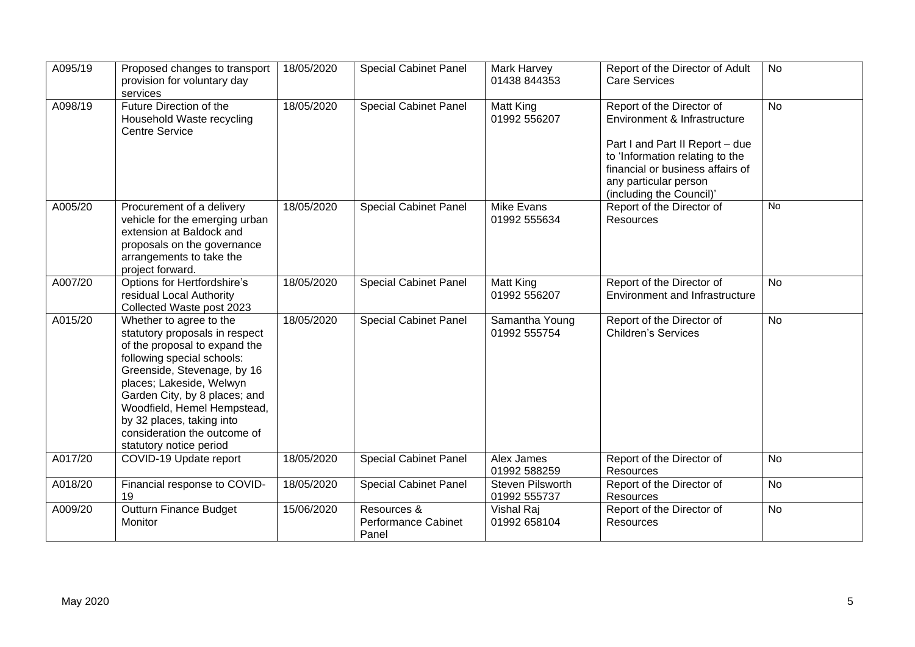| A095/19 | Proposed changes to transport provision for voluntary day services | 18/05/2020 | Special Cabinet Panel | Mark Harvey 01438 844353 | Report of the Director of Adult Care Services | No |
|---|---|---|---|---|---|---|
| A098/19 | Future Direction of the Household Waste recycling Centre Service | 18/05/2020 | Special Cabinet Panel | Matt King 01992 556207 | Report of the Director of Environment & Infrastructure<br><br>Part I and Part II Report – due to 'Information relating to the financial or business affairs of any particular person (including the Council)' | No |
| A005/20 | Procurement of a delivery vehicle for the emerging urban extension at Baldock and proposals on the governance arrangements to take the project forward. | 18/05/2020 | Special Cabinet Panel | Mike Evans 01992 555634 | Report of the Director of Resources | No |
| A007/20 | Options for Hertfordshire's residual Local Authority Collected Waste post 2023 | 18/05/2020 | Special Cabinet Panel | Matt King 01992 556207 | Report of the Director of Environment and Infrastructure | No |
| A015/20 | Whether to agree to the statutory proposals in respect of the proposal to expand the following special schools: Greenside, Stevenage, by 16 places; Lakeside, Welwyn Garden City, by 8 places; and Woodfield, Hemel Hempstead, by 32 places, taking into consideration the outcome of statutory notice period | 18/05/2020 | Special Cabinet Panel | Samantha Young 01992 555754 | Report of the Director of Children's Services | No |
| A017/20 | COVID-19 Update report | 18/05/2020 | Special Cabinet Panel | Alex James 01992 588259 | Report of the Director of Resources | No |
| A018/20 | Financial response to COVID-19 | 18/05/2020 | Special Cabinet Panel | Steven Pilsworth 01992 555737 | Report of the Director of Resources | No |
| A009/20 | Outturn Finance Budget Monitor | 15/06/2020 | Resources & Performance Cabinet Panel | Vishal Raj 01992 658104 | Report of the Director of Resources | No |

May 2020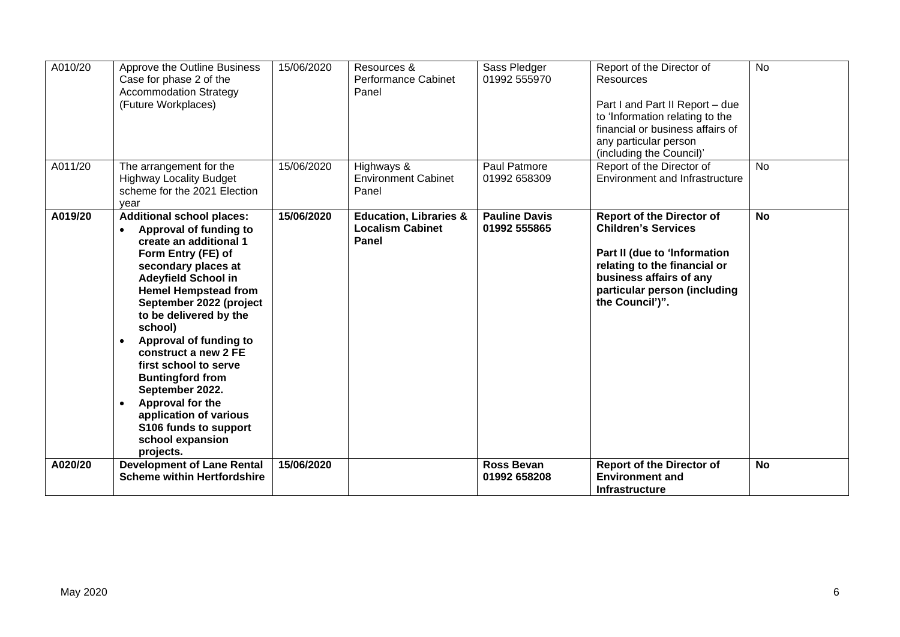| | | | | | | |
|---|---|---|---|---|---|---|
| A010/20 | Approve the Outline Business Case for phase 2 of the Accommodation Strategy (Future Workplaces) | 15/06/2020 | Resources & Performance Cabinet Panel | Sass Pledger 01992 555970 | Report of the Director of Resources<br><br>Part I and Part II Report – due to 'Information relating to the financial or business affairs of any particular person (including the Council)' | No |
| A011/20 | The arrangement for the Highway Locality Budget scheme for the 2021 Election year | 15/06/2020 | Highways & Environment Cabinet Panel | Paul Patmore 01992 658309 | Report of the Director of Environment and Infrastructure | No |
| **A019/20** | **Additional school places:**<br>• **Approval of funding to create an additional 1 Form Entry (FE) of secondary places at Adeyfield School in Hemel Hempstead from September 2022 (project to be delivered by the school)**<br>• **Approval of funding to construct a new 2 FE first school to serve Buntingford from September 2022.**<br>• **Approval for the application of various S106 funds to support school expansion projects.** | **15/06/2020** | **Education, Libraries & Localism Cabinet Panel** | **Pauline Davis 01992 555865** | **Report of the Director of Children's Services**<br><br>**Part II (due to 'Information relating to the financial or business affairs of any particular person (including the Council')".** | **No** |
| **A020/20** | **Development of Lane Rental Scheme within Hertfordshire** | **15/06/2020** | | **Ross Bevan 01992 658208** | **Report of the Director of Environment and Infrastructure** | **No** |

May 2020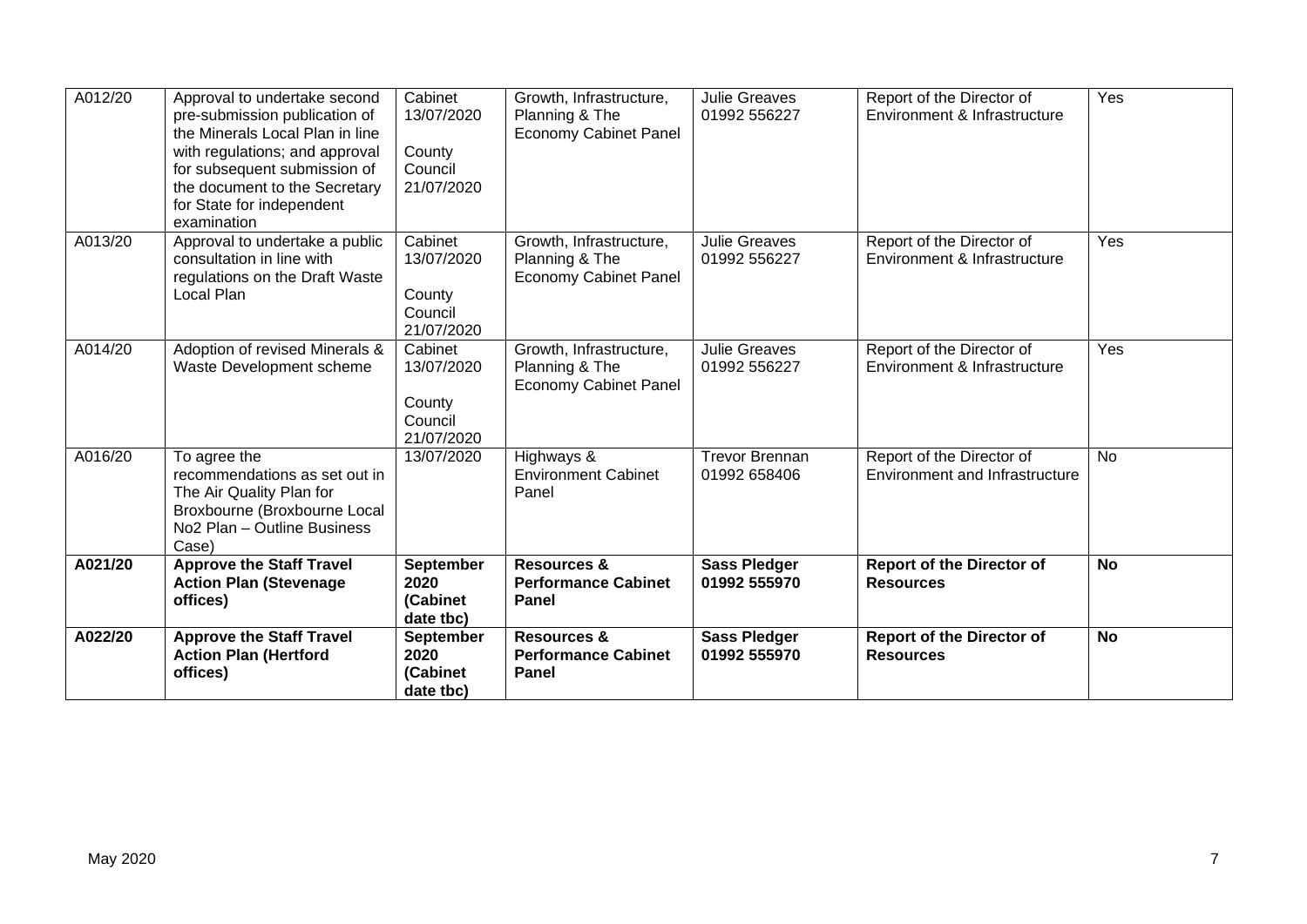| A012/20 | Approval to undertake second pre-submission publication of the Minerals Local Plan in line with regulations; and approval for subsequent submission of the document to the Secretary for State for independent examination | Cabinet 13/07/2020<br><br>County Council 21/07/2020 | Growth, Infrastructure, Planning & The Economy Cabinet Panel | Julie Greaves 01992 556227 | Report of the Director of Environment & Infrastructure | Yes |
|---|---|---|---|---|---|---|
| A013/20 | Approval to undertake a public consultation in line with regulations on the Draft Waste Local Plan | Cabinet 13/07/2020<br><br>County Council 21/07/2020 | Growth, Infrastructure, Planning & The Economy Cabinet Panel | Julie Greaves 01992 556227 | Report of the Director of Environment & Infrastructure | Yes |
| A014/20 | Adoption of revised Minerals & Waste Development scheme | Cabinet 13/07/2020<br><br>County Council 21/07/2020 | Growth, Infrastructure, Planning & The Economy Cabinet Panel | Julie Greaves 01992 556227 | Report of the Director of Environment & Infrastructure | Yes |
| A016/20 | To agree the recommendations as set out in The Air Quality Plan for Broxbourne (Broxbourne Local No2 Plan – Outline Business Case) | 13/07/2020 | Highways & Environment Cabinet Panel | Trevor Brennan 01992 658406 | Report of the Director of Environment and Infrastructure | No |
| **A021/20** | **Approve the Staff Travel Action Plan (Stevenage offices)** | **September 2020 (Cabinet date tbc)** | **Resources & Performance Cabinet Panel** | **Sass Pledger 01992 555970** | **Report of the Director of Resources** | **No** |
| **A022/20** | **Approve the Staff Travel Action Plan (Hertford offices)** | **September 2020 (Cabinet date tbc)** | **Resources & Performance Cabinet Panel** | **Sass Pledger 01992 555970** | **Report of the Director of Resources** | **No** |

May 2020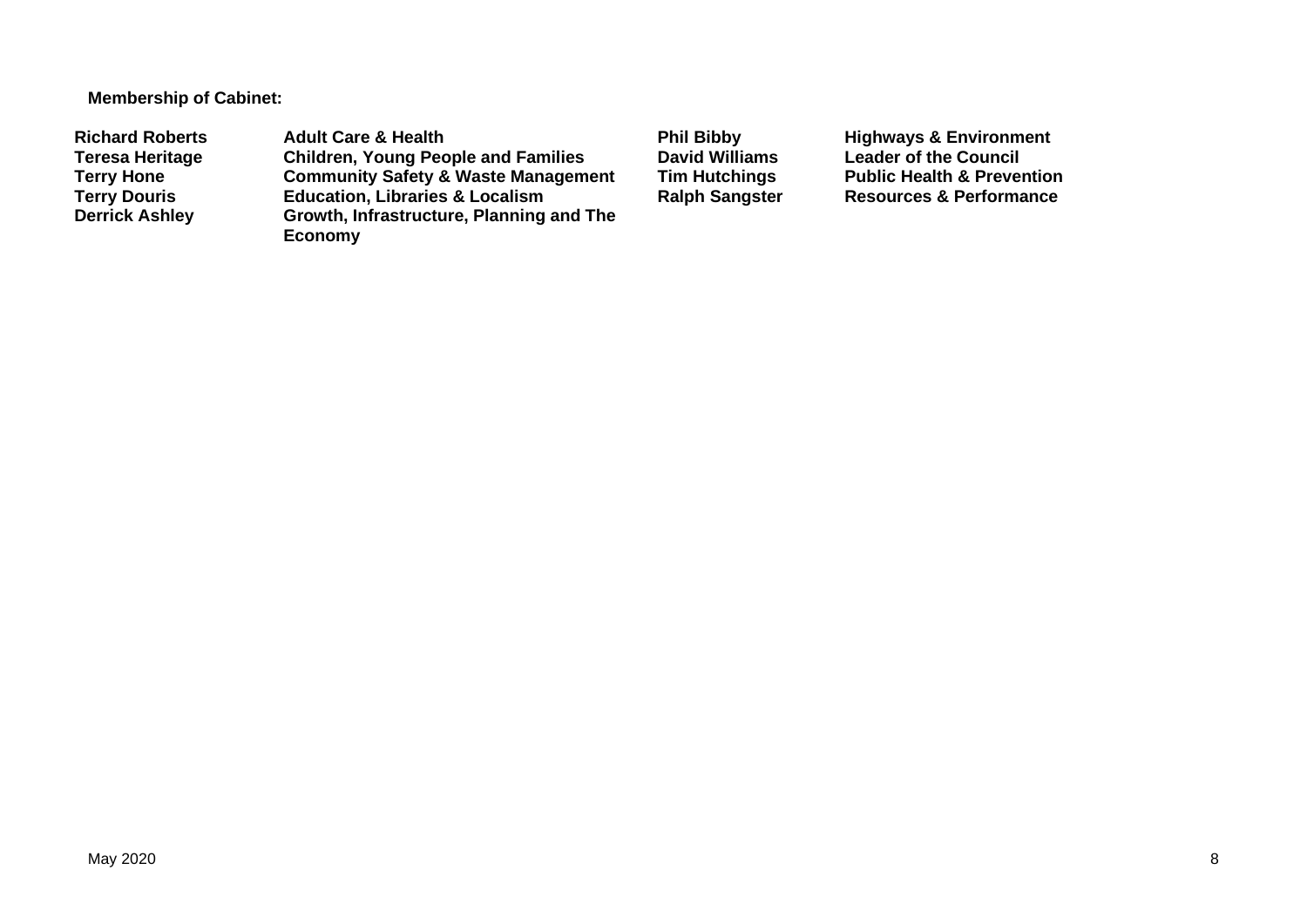**Membership of Cabinet:**

| | | | |
|---|---|---|---|
| **Richard Roberts** | **Adult Care & Health** | **Phil Bibby** | **Highways & Environment** |
| **Teresa Heritage** | **Children, Young People and Families** | **David Williams** | **Leader of the Council** |
| **Terry Hone** | **Community Safety & Waste Management** | **Tim Hutchings** | **Public Health & Prevention** |
| **Terry Douris** | **Education, Libraries & Localism** | **Ralph Sangster** | **Resources & Performance** |
| **Derrick Ashley** | **Growth, Infrastructure, Planning and The Economy** | | |

May 2020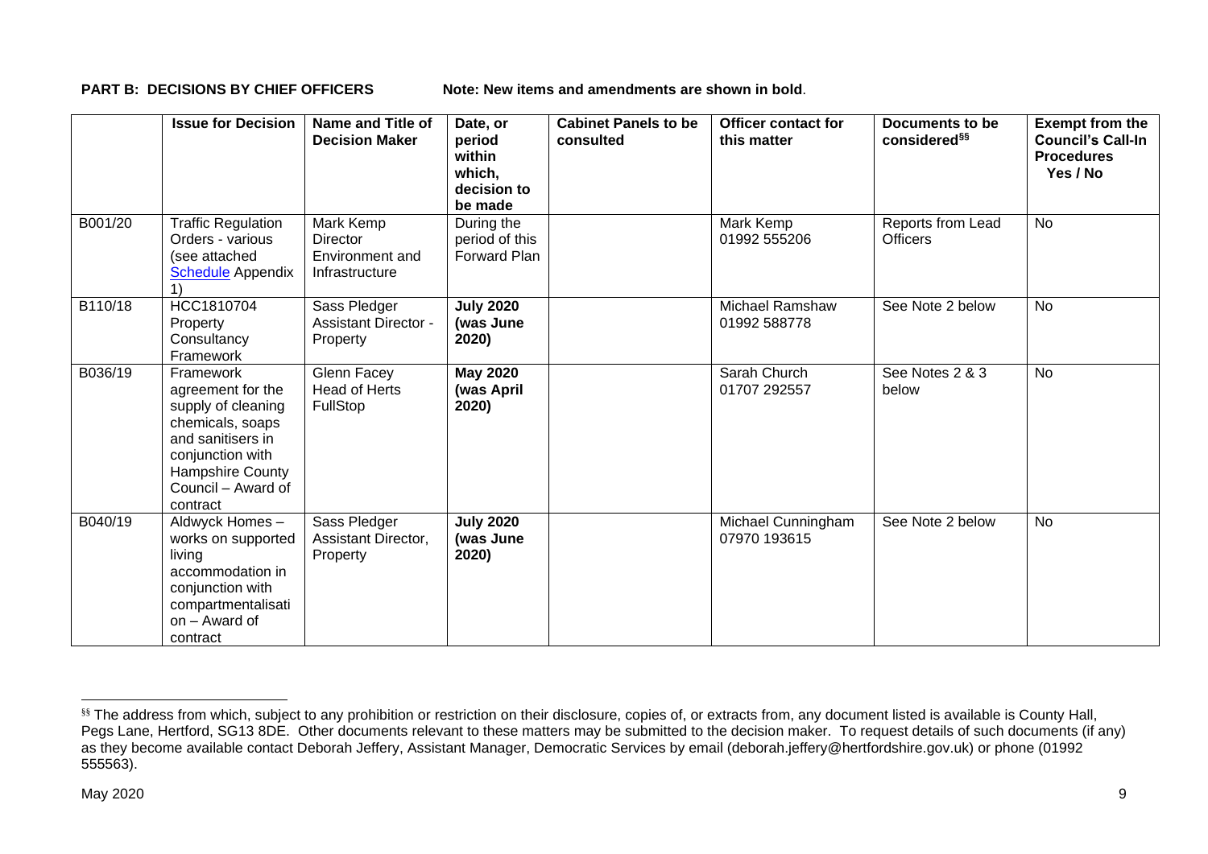**PART B: DECISIONS BY CHIEF OFFICERS** Note: New items and amendments are shown in **bold**.

| | Issue for Decision | Name and Title of Decision Maker | Date, or period within which, decision to be made | Cabinet Panels to be consulted | Officer contact for this matter | Documents to be considered[§§] | Exempt from the Council's Call-In Procedures Yes / No |
|---|---|---|---|---|---|---|---|
| B001/20 | Traffic Regulation Orders - various (see attached Schedule Appendix 1) | Mark Kemp Director Environment and Infrastructure | During the period of this Forward Plan | | Mark Kemp 01992 555206 | Reports from Lead Officers | No |
| B110/18 | HCC1810704 Property Consultancy Framework | Sass Pledger Assistant Director - Property | **July 2020 (was June 2020)** | | Michael Ramshaw 01992 588778 | See Note 2 below | No |
| B036/19 | Framework agreement for the supply of cleaning chemicals, soaps and sanitisers in conjunction with Hampshire County Council – Award of contract | Glenn Facey Head of Herts FullStop | **May 2020 (was April 2020)** | | Sarah Church 01707 292557 | See Notes 2 & 3 below | No |
| B040/19 | Aldwyck Homes – works on supported living accommodation in conjunction with compartmentalisation – Award of contract | Sass Pledger Assistant Director, Property | **July 2020 (was June 2020)** | | Michael Cunningham 07970 193615 | See Note 2 below | No |

[§§] The address from which, subject to any prohibition or restriction on their disclosure, copies of, or extracts from, any document listed is available is County Hall, Pegs Lane, Hertford, SG13 8DE. Other documents relevant to these matters may be submitted to the decision maker. To request details of such documents (if any) as they become available contact Deborah Jeffery, Assistant Manager, Democratic Services by email (deborah.jeffery@hertfordshire.gov.uk) or phone (01992 555563).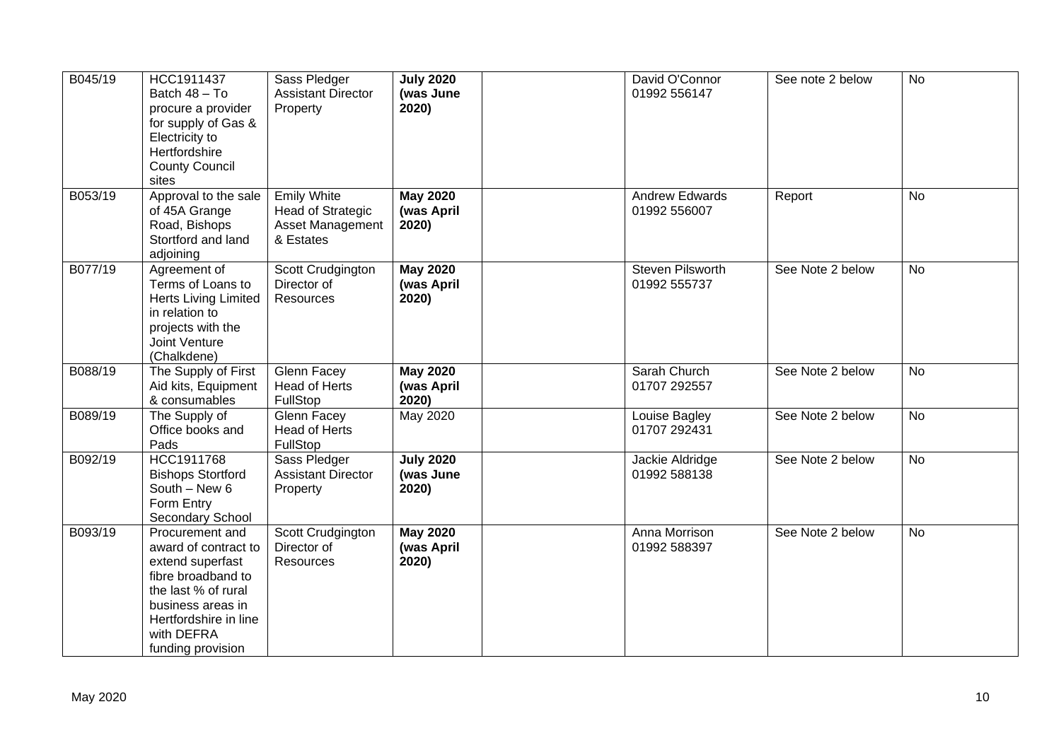| B045/19 | HCC1911437 Batch 48 – To procure a provider for supply of Gas & Electricity to Hertfordshire County Council sites | Sass Pledger Assistant Director Property | **July 2020 (was June 2020)** | | David O'Connor 01992 556147 | See note 2 below | No |
|---|---|---|---|---|---|---|---|
| B053/19 | Approval to the sale of 45A Grange Road, Bishops Stortford and land adjoining | Emily White Head of Strategic Asset Management & Estates | **May 2020 (was April 2020)** | | Andrew Edwards 01992 556007 | Report | No |
| B077/19 | Agreement of Terms of Loans to Herts Living Limited in relation to projects with the Joint Venture (Chalkdene) | Scott Crudgington Director of Resources | **May 2020 (was April 2020)** | | Steven Pilsworth 01992 555737 | See Note 2 below | No |
| B088/19 | The Supply of First Aid kits, Equipment & consumables | Glenn Facey Head of Herts FullStop | **May 2020 (was April 2020)** | | Sarah Church 01707 292557 | See Note 2 below | No |
| B089/19 | The Supply of Office books and Pads | Glenn Facey Head of Herts FullStop | May 2020 | | Louise Bagley 01707 292431 | See Note 2 below | No |
| B092/19 | HCC1911768 Bishops Stortford South – New 6 Form Entry Secondary School | Sass Pledger Assistant Director Property | **July 2020 (was June 2020)** | | Jackie Aldridge 01992 588138 | See Note 2 below | No |
| B093/19 | Procurement and award of contract to extend superfast fibre broadband to the last % of rural business areas in Hertfordshire in line with DEFRA funding provision | Scott Crudgington Director of Resources | **May 2020 (was April 2020)** | | Anna Morrison 01992 588397 | See Note 2 below | No |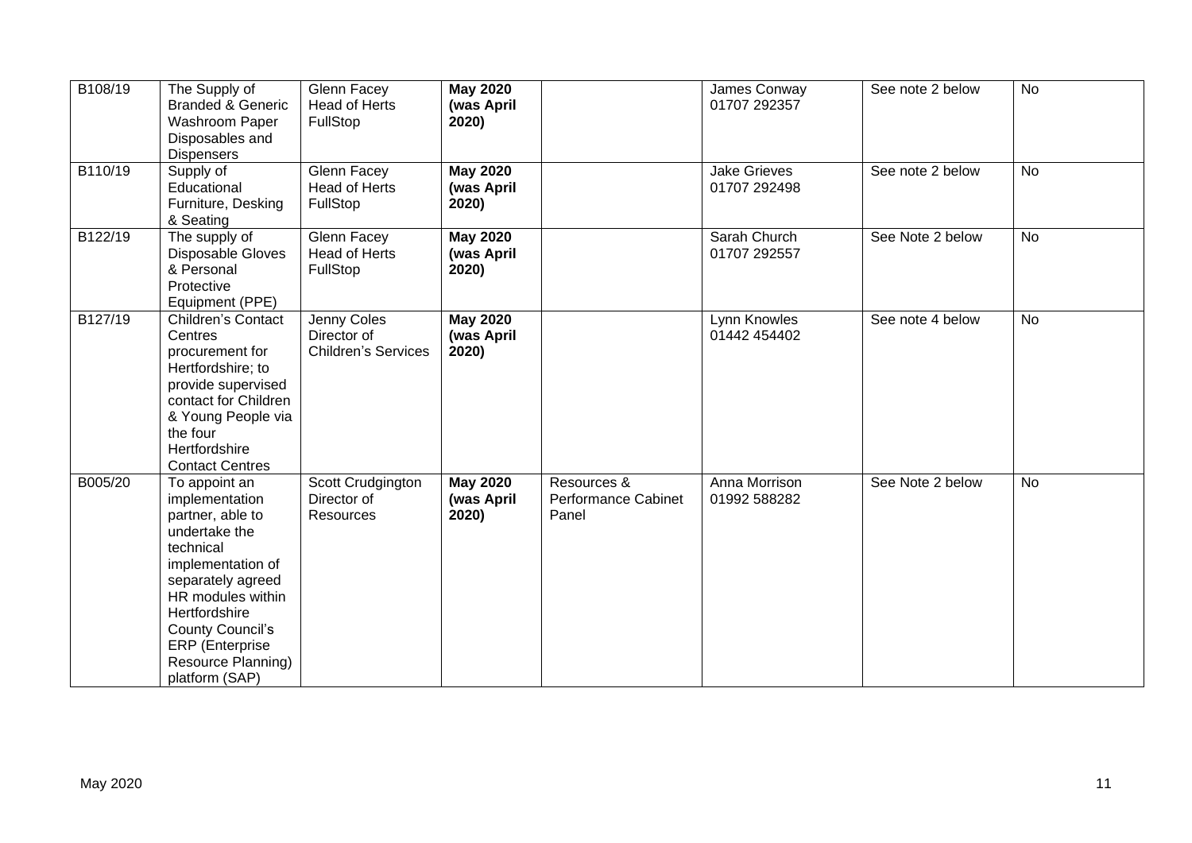| | | | | | | | |
|---|---|---|---|---|---|---|---|
| B108/19 | The Supply of Branded & Generic Washroom Paper Disposables and Dispensers | Glenn Facey Head of Herts FullStop | **May 2020 (was April 2020)** | | James Conway 01707 292357 | See note 2 below | No |
| B110/19 | Supply of Educational Furniture, Desking & Seating | Glenn Facey Head of Herts FullStop | **May 2020 (was April 2020)** | | Jake Grieves 01707 292498 | See note 2 below | No |
| B122/19 | The supply of Disposable Gloves & Personal Protective Equipment (PPE) | Glenn Facey Head of Herts FullStop | **May 2020 (was April 2020)** | | Sarah Church 01707 292557 | See Note 2 below | No |
| B127/19 | Children's Contact Centres procurement for Hertfordshire; to provide supervised contact for Children & Young People via the four Hertfordshire Contact Centres | Jenny Coles Director of Children's Services | **May 2020 (was April 2020)** | | Lynn Knowles 01442 454402 | See note 4 below | No |
| B005/20 | To appoint an implementation partner, able to undertake the technical implementation of separately agreed HR modules within Hertfordshire County Council's ERP (Enterprise Resource Planning) platform (SAP) | Scott Crudgington Director of Resources | **May 2020 (was April 2020)** | Resources & Performance Cabinet Panel | Anna Morrison 01992 588282 | See Note 2 below | No |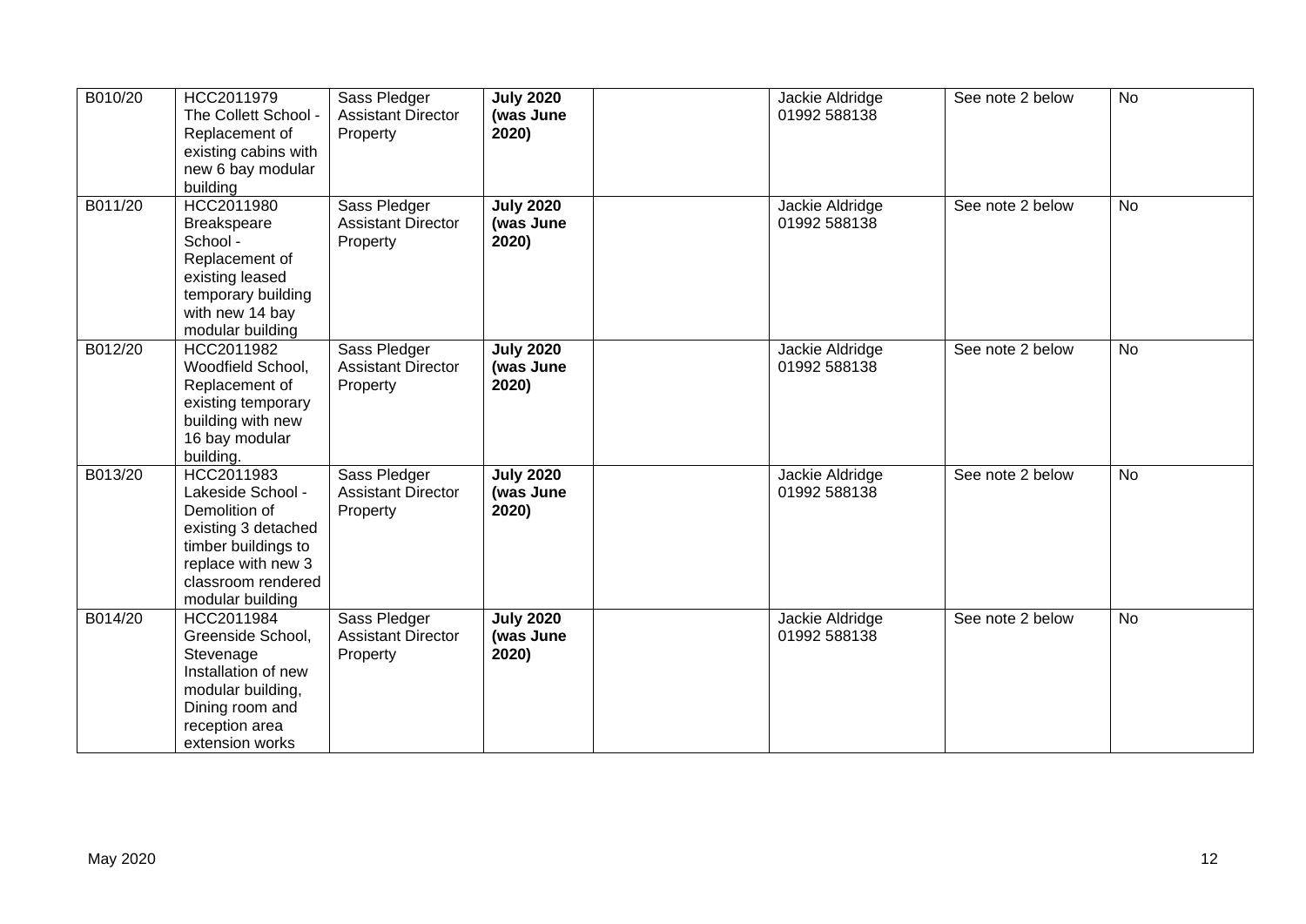| | | | | | | | |
|---|---|---|---|---|---|---|---|
| B010/20 | HCC2011979 The Collett School - Replacement of existing cabins with new 6 bay modular building | Sass Pledger Assistant Director Property | **July 2020 (was June 2020)** | | Jackie Aldridge 01992 588138 | See note 2 below | No |
| B011/20 | HCC2011980 Breakspeare School - Replacement of existing leased temporary building with new 14 bay modular building | Sass Pledger Assistant Director Property | **July 2020 (was June 2020)** | | Jackie Aldridge 01992 588138 | See note 2 below | No |
| B012/20 | HCC2011982 Woodfield School, Replacement of existing temporary building with new 16 bay modular building. | Sass Pledger Assistant Director Property | **July 2020 (was June 2020)** | | Jackie Aldridge 01992 588138 | See note 2 below | No |
| B013/20 | HCC2011983 Lakeside School - Demolition of existing 3 detached timber buildings to replace with new 3 classroom rendered modular building | Sass Pledger Assistant Director Property | **July 2020 (was June 2020)** | | Jackie Aldridge 01992 588138 | See note 2 below | No |
| B014/20 | HCC2011984 Greenside School, Stevenage Installation of new modular building, Dining room and reception area extension works | Sass Pledger Assistant Director Property | **July 2020 (was June 2020)** | | Jackie Aldridge 01992 588138 | See note 2 below | No |

May 2020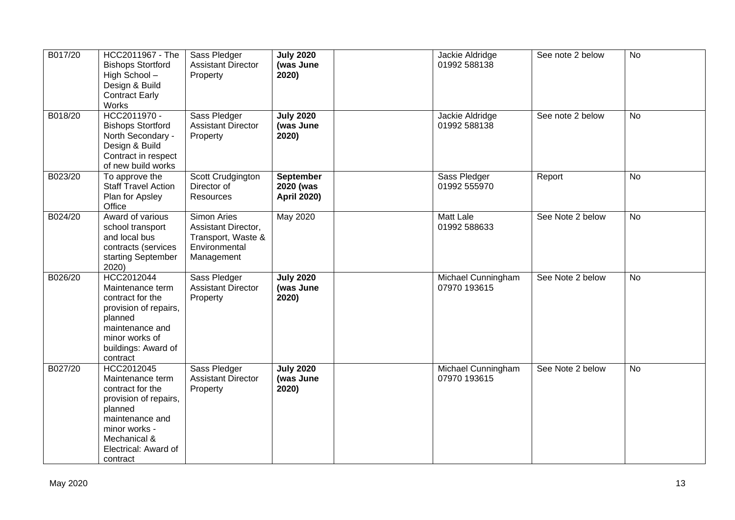| B017/20 | HCC2011967 - The Bishops Stortford High School – Design & Build Contract Early Works | Sass Pledger Assistant Director Property | **July 2020 (was June 2020)** | | Jackie Aldridge 01992 588138 | See note 2 below | No |
|---|---|---|---|---|---|---|---|
| B018/20 | HCC2011970 - Bishops Stortford North Secondary - Design & Build Contract in respect of new build works | Sass Pledger Assistant Director Property | **July 2020 (was June 2020)** | | Jackie Aldridge 01992 588138 | See note 2 below | No |
| B023/20 | To approve the Staff Travel Action Plan for Apsley Office | Scott Crudgington Director of Resources | **September 2020 (was April 2020)** | | Sass Pledger 01992 555970 | Report | No |
| B024/20 | Award of various school transport and local bus contracts (services starting September 2020) | Simon Aries Assistant Director, Transport, Waste & Environmental Management | May 2020 | | Matt Lale 01992 588633 | See Note 2 below | No |
| B026/20 | HCC2012044 Maintenance term contract for the provision of repairs, planned maintenance and minor works of buildings: Award of contract | Sass Pledger Assistant Director Property | **July 2020 (was June 2020)** | | Michael Cunningham 07970 193615 | See Note 2 below | No |
| B027/20 | HCC2012045 Maintenance term contract for the provision of repairs, planned maintenance and minor works - Mechanical & Electrical: Award of contract | Sass Pledger Assistant Director Property | **July 2020 (was June 2020)** | | Michael Cunningham 07970 193615 | See Note 2 below | No |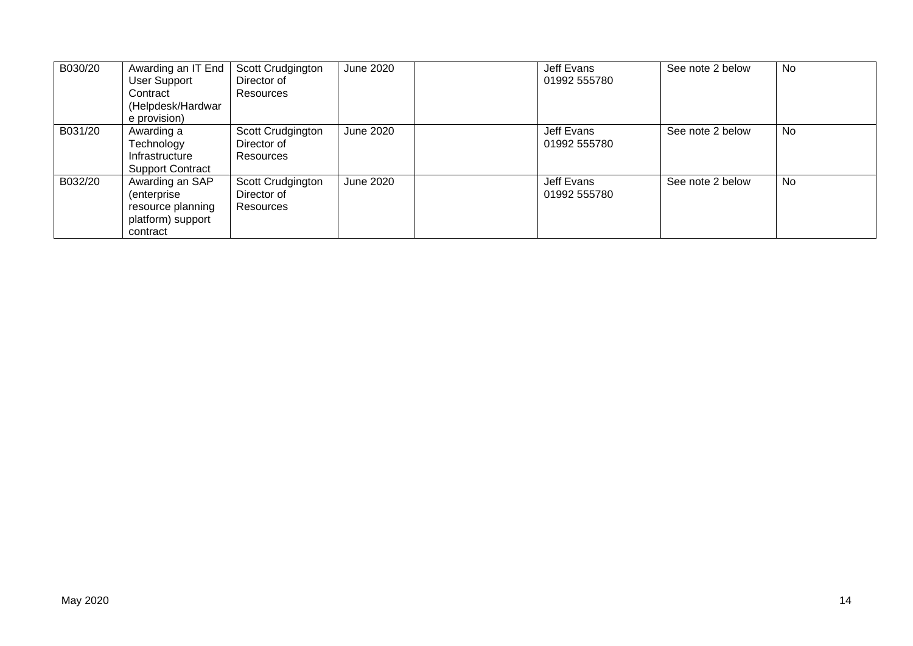| | | | | | | | |
|---|---|---|---|---|---|---|---|
| B030/20 | Awarding an IT End User Support Contract (Helpdesk/Hardware provision) | Scott Crudgington Director of Resources | June 2020 | | Jeff Evans 01992 555780 | See note 2 below | No |
| B031/20 | Awarding a Technology Infrastructure Support Contract | Scott Crudgington Director of Resources | June 2020 | | Jeff Evans 01992 555780 | See note 2 below | No |
| B032/20 | Awarding an SAP (enterprise resource planning platform) support contract | Scott Crudgington Director of Resources | June 2020 | | Jeff Evans 01992 555780 | See note 2 below | No |

May 2020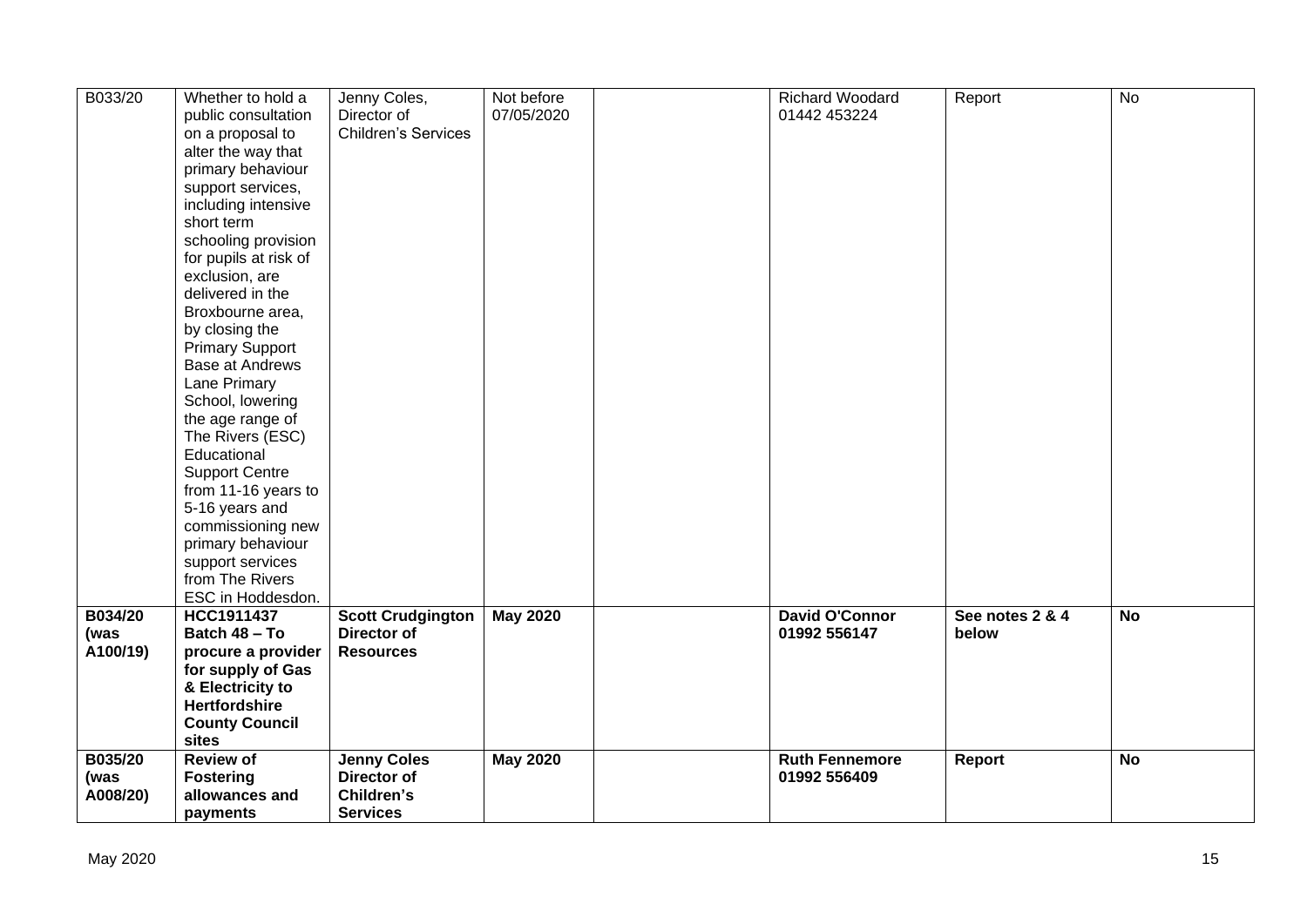| | | | | | | | |
|---|---|---|---|---|---|---|---|
| B033/20 | Whether to hold a public consultation on a proposal to alter the way that primary behaviour support services, including intensive short term schooling provision for pupils at risk of exclusion, are delivered in the Broxbourne area, by closing the Primary Support Base at Andrews Lane Primary School, lowering the age range of The Rivers (ESC) Educational Support Centre from 11-16 years to 5-16 years and commissioning new primary behaviour support services from The Rivers ESC in Hoddesdon. | Jenny Coles, Director of Children's Services | Not before 07/05/2020 | | Richard Woodard 01442 453224 | Report | No |
| **B034/20 (was A100/19)** | **HCC1911437 Batch 48 – To procure a provider for supply of Gas & Electricity to Hertfordshire County Council sites** | **Scott Crudgington Director of Resources** | **May 2020** | | **David O'Connor 01992 556147** | **See notes 2 & 4 below** | **No** |
| **B035/20 (was A008/20)** | **Review of Fostering allowances and payments** | **Jenny Coles Director of Children's Services** | **May 2020** | | **Ruth Fennemore 01992 556409** | **Report** | **No** |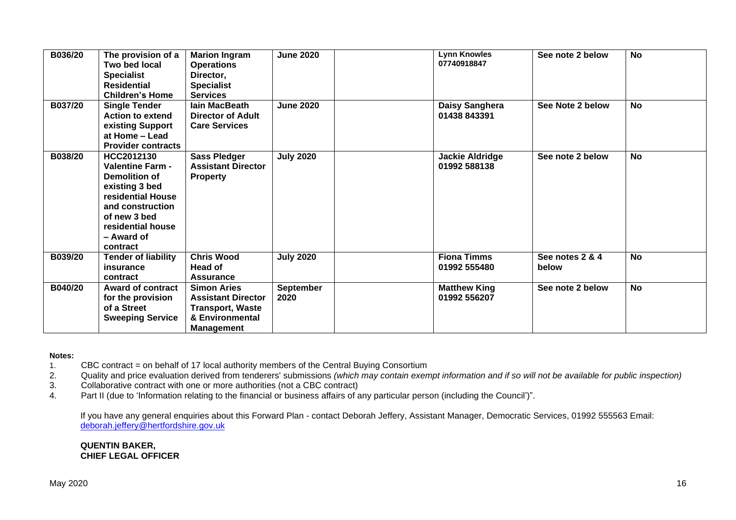| | | | | | | | |
|---|---|---|---|---|---|---|---|
| **B036/20** | **The provision of a Two bed local Specialist Residential Children's Home** | **Marion Ingram Operations Director, Specialist Services** | **June 2020** | | **Lynn Knowles 07740918847** | **See note 2 below** | **No** |
| **B037/20** | **Single Tender Action to extend existing Support at Home – Lead Provider contracts** | **Iain MacBeath Director of Adult Care Services** | **June 2020** | | **Daisy Sanghera 01438 843391** | **See Note 2 below** | **No** |
| **B038/20** | **HCC2012130 Valentine Farm - Demolition of existing 3 bed residential House and construction of new 3 bed residential house – Award of contract** | **Sass Pledger Assistant Director Property** | **July 2020** | | **Jackie Aldridge 01992 588138** | **See note 2 below** | **No** |
| **B039/20** | **Tender of liability insurance contract** | **Chris Wood Head of Assurance** | **July 2020** | | **Fiona Timms 01992 555480** | **See notes 2 & 4 below** | **No** |
| **B040/20** | **Award of contract for the provision of a Street Sweeping Service** | **Simon Aries Assistant Director Transport, Waste & Environmental Management** | **September 2020** | | **Matthew King 01992 556207** | **See note 2 below** | **No** |

**Notes:**

1. CBC contract = on behalf of 17 local authority members of the Central Buying Consortium
2. Quality and price evaluation derived from tenderers' submissions *(which may contain exempt information and if so will not be available for public inspection)*
3. Collaborative contract with one or more authorities (not a CBC contract)
4. Part II (due to 'Information relating to the financial or business affairs of any particular person (including the Council')".

If you have any general enquiries about this Forward Plan - contact Deborah Jeffery, Assistant Manager, Democratic Services, 01992 555563 Email: deborah.jeffery@hertfordshire.gov.uk

**QUENTIN BAKER,**
**CHIEF LEGAL OFFICER**

May 2020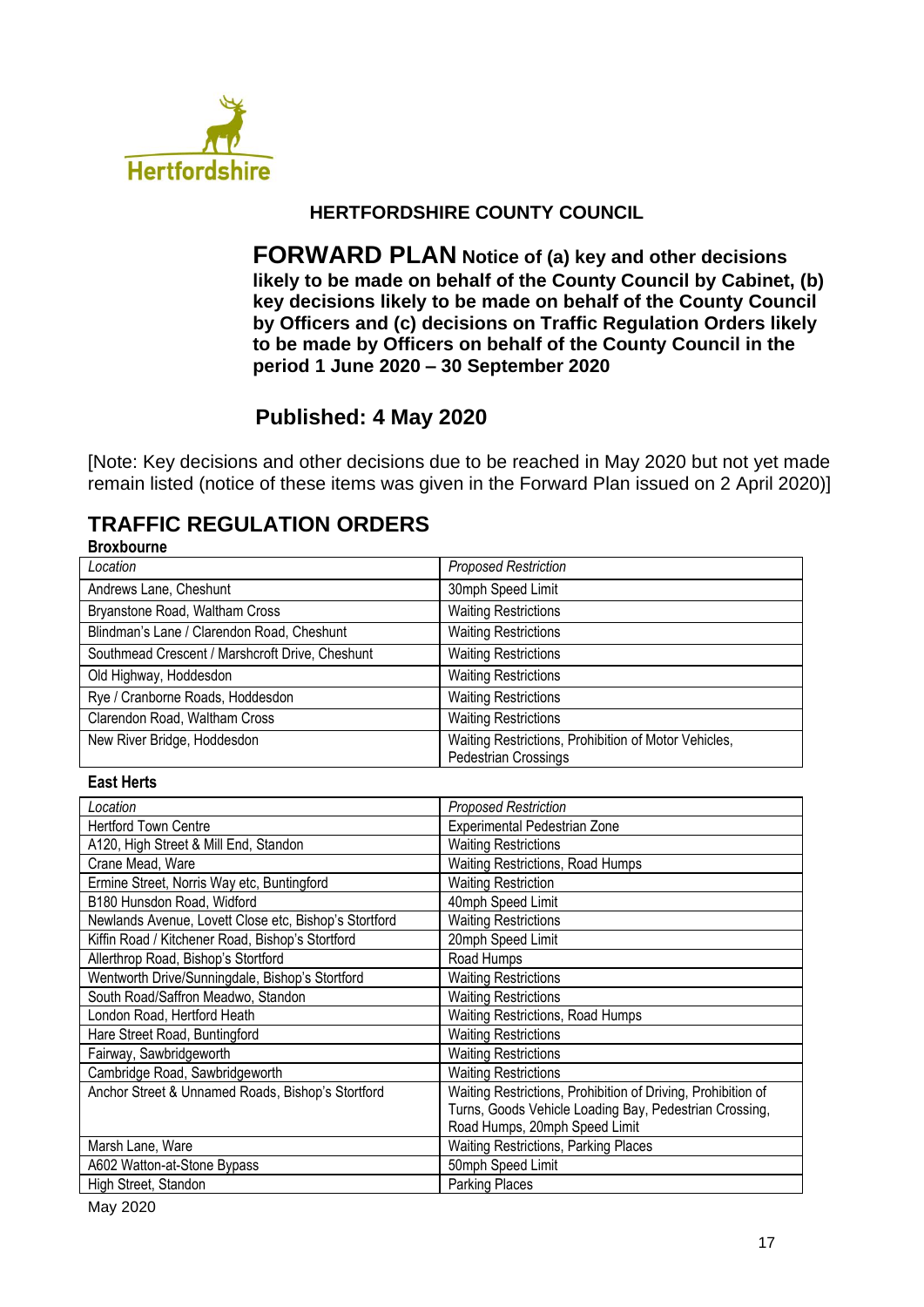**HERTFORDSHIRE COUNTY COUNCIL**

**FORWARD PLAN Notice of (a) key and other decisions likely to be made on behalf of the County Council by Cabinet, (b) key decisions likely to be made on behalf of the County Council by Officers and (c) decisions on Traffic Regulation Orders likely to be made by Officers on behalf of the County Council in the period 1 June 2020 – 30 September 2020**

**Published: 4 May 2020**

[Note: Key decisions and other decisions due to be reached in May 2020 but not yet made remain listed (notice of these items was given in the Forward Plan issued on 2 April 2020)]

## TRAFFIC REGULATION ORDERS

**Broxbourne**

| *Location* | *Proposed Restriction* |
|---|---|
| Andrews Lane, Cheshunt | 30mph Speed Limit |
| Bryanstone Road, Waltham Cross | Waiting Restrictions |
| Blindman's Lane / Clarendon Road, Cheshunt | Waiting Restrictions |
| Southmead Crescent / Marshcroft Drive, Cheshunt | Waiting Restrictions |
| Old Highway, Hoddesdon | Waiting Restrictions |
| Rye / Cranborne Roads, Hoddesdon | Waiting Restrictions |
| Clarendon Road, Waltham Cross | Waiting Restrictions |
| New River Bridge, Hoddesdon | Waiting Restrictions, Prohibition of Motor Vehicles, Pedestrian Crossings |

**East Herts**

| *Location* | *Proposed Restriction* |
|---|---|
| Hertford Town Centre | Experimental Pedestrian Zone |
| A120, High Street & Mill End, Standon | Waiting Restrictions |
| Crane Mead, Ware | Waiting Restrictions, Road Humps |
| Ermine Street, Norris Way etc, Buntingford | Waiting Restriction |
| B180 Hunsdon Road, Widford | 40mph Speed Limit |
| Newlands Avenue, Lovett Close etc, Bishop's Stortford | Waiting Restrictions |
| Kiffin Road / Kitchener Road, Bishop's Stortford | 20mph Speed Limit |
| Allerthrop Road, Bishop's Stortford | Road Humps |
| Wentworth Drive/Sunningdale, Bishop's Stortford | Waiting Restrictions |
| South Road/Saffron Meadwo, Standon | Waiting Restrictions |
| London Road, Hertford Heath | Waiting Restrictions, Road Humps |
| Hare Street Road, Buntingford | Waiting Restrictions |
| Fairway, Sawbridgeworth | Waiting Restrictions |
| Cambridge Road, Sawbridgeworth | Waiting Restrictions |
| Anchor Street & Unnamed Roads, Bishop's Stortford | Waiting Restrictions, Prohibition of Driving, Prohibition of Turns, Goods Vehicle Loading Bay, Pedestrian Crossing, Road Humps, 20mph Speed Limit |
| Marsh Lane, Ware | Waiting Restrictions, Parking Places |
| A602 Watton-at-Stone Bypass | 50mph Speed Limit |
| High Street, Standon | Parking Places |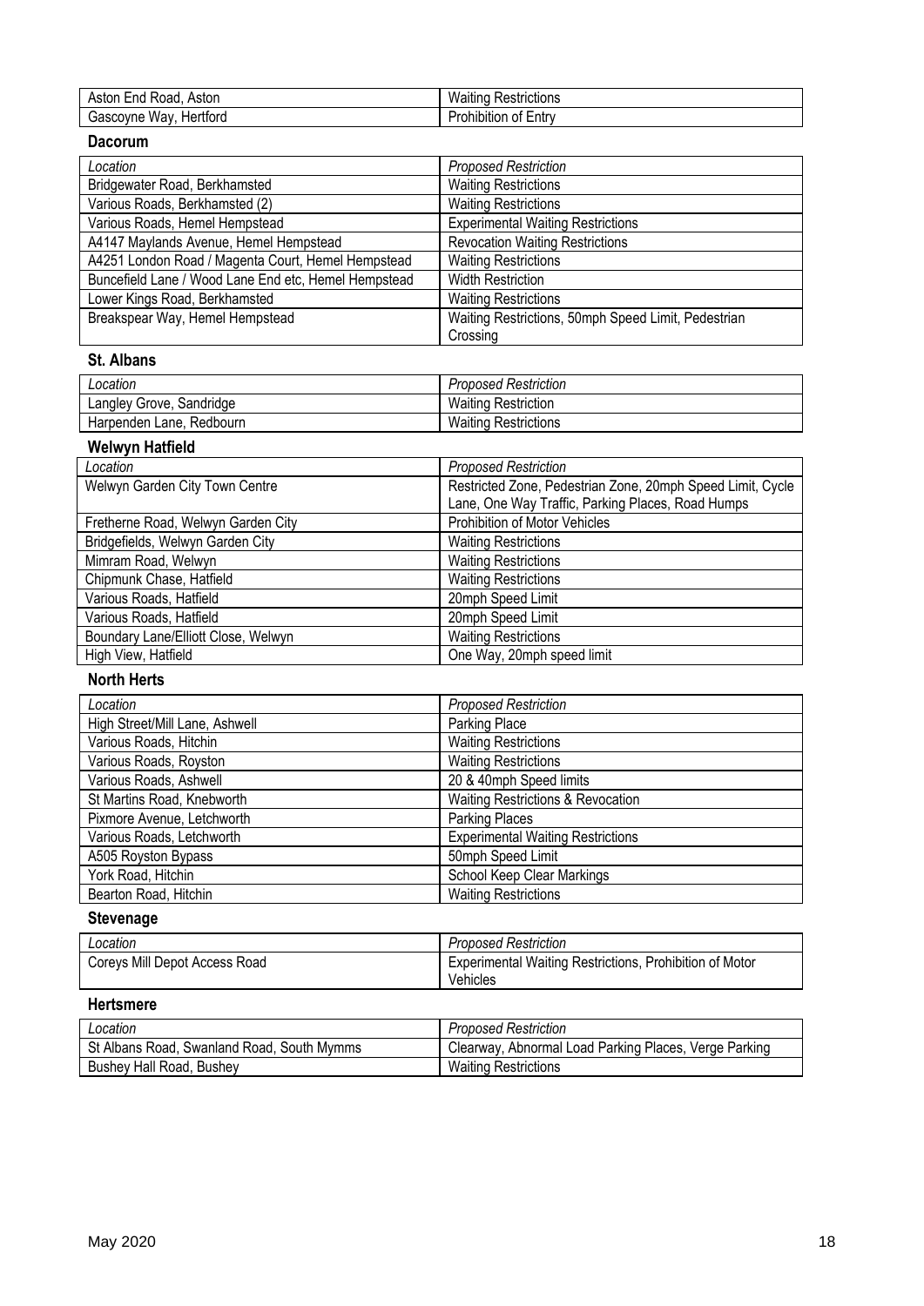| Aston End Road, Aston | Waiting Restrictions |
|---|---|
| Gascoyne Way, Hertford | Prohibition of Entry |

**Dacorum**

| *Location* | *Proposed Restriction* |
|---|---|
| Bridgewater Road, Berkhamsted | Waiting Restrictions |
| Various Roads, Berkhamsted (2) | Waiting Restrictions |
| Various Roads, Hemel Hempstead | Experimental Waiting Restrictions |
| A4147 Maylands Avenue, Hemel Hempstead | Revocation Waiting Restrictions |
| A4251 London Road / Magenta Court, Hemel Hempstead | Waiting Restrictions |
| Buncefield Lane / Wood Lane End etc, Hemel Hempstead | Width Restriction |
| Lower Kings Road, Berkhamsted | Waiting Restrictions |
| Breakspear Way, Hemel Hempstead | Waiting Restrictions, 50mph Speed Limit, Pedestrian Crossing |

**St. Albans**

| *Location* | *Proposed Restriction* |
|---|---|
| Langley Grove, Sandridge | Waiting Restriction |
| Harpenden Lane, Redbourn | Waiting Restrictions |

**Welwyn Hatfield**

| *Location* | *Proposed Restriction* |
|---|---|
| Welwyn Garden City Town Centre | Restricted Zone, Pedestrian Zone, 20mph Speed Limit, Cycle Lane, One Way Traffic, Parking Places, Road Humps |
| Fretherne Road, Welwyn Garden City | Prohibition of Motor Vehicles |
| Bridgefields, Welwyn Garden City | Waiting Restrictions |
| Mimram Road, Welwyn | Waiting Restrictions |
| Chipmunk Chase, Hatfield | Waiting Restrictions |
| Various Roads, Hatfield | 20mph Speed Limit |
| Various Roads, Hatfield | 20mph Speed Limit |
| Boundary Lane/Elliott Close, Welwyn | Waiting Restrictions |
| High View, Hatfield | One Way, 20mph speed limit |

**North Herts**

| *Location* | *Proposed Restriction* |
|---|---|
| High Street/Mill Lane, Ashwell | Parking Place |
| Various Roads, Hitchin | Waiting Restrictions |
| Various Roads, Royston | Waiting Restrictions |
| Various Roads, Ashwell | 20 & 40mph Speed limits |
| St Martins Road, Knebworth | Waiting Restrictions & Revocation |
| Pixmore Avenue, Letchworth | Parking Places |
| Various Roads, Letchworth | Experimental Waiting Restrictions |
| A505 Royston Bypass | 50mph Speed Limit |
| York Road, Hitchin | School Keep Clear Markings |
| Bearton Road, Hitchin | Waiting Restrictions |

**Stevenage**

| *Location* | *Proposed Restriction* |
|---|---|
| Coreys Mill Depot Access Road | Experimental Waiting Restrictions, Prohibition of Motor Vehicles |

**Hertsmere**

| *Location* | *Proposed Restriction* |
|---|---|
| St Albans Road, Swanland Road, South Mymms | Clearway, Abnormal Load Parking Places, Verge Parking |
| Bushey Hall Road, Bushey | Waiting Restrictions |

May 2020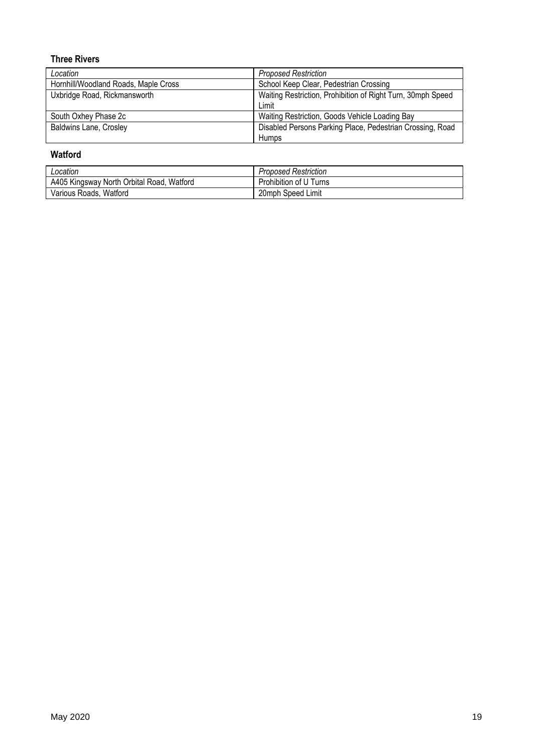### Three Rivers

| *Location* | *Proposed Restriction* |
|---|---|
| Hornhill/Woodland Roads, Maple Cross | School Keep Clear, Pedestrian Crossing |
| Uxbridge Road, Rickmansworth | Waiting Restriction, Prohibition of Right Turn, 30mph Speed Limit |
| South Oxhey Phase 2c | Waiting Restriction, Goods Vehicle Loading Bay |
| Baldwins Lane, Crosley | Disabled Persons Parking Place, Pedestrian Crossing, Road Humps |

### Watford

| *Location* | *Proposed Restriction* |
|---|---|
| A405 Kingsway North Orbital Road, Watford | Prohibition of U Turns |
| Various Roads, Watford | 20mph Speed Limit |

May 2020